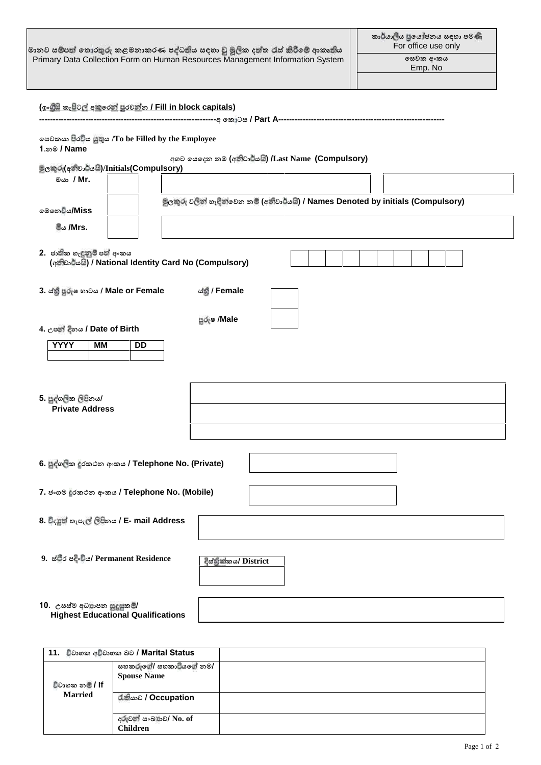| මානව සම්පත් තොරතුරු කළමනාකරණ පද්ධතිය සඳහා වූ මූලික දත්ත රැස් කිරීමේ ආකෘතිය<br>Primary Data Collection Form on Human Resources Management Information System | කාර්යාලීය ප්‍රයෝජනය සඳහා පමණි<br>For office use only |
|---|---|
| | සේවක අංකය<br>Emp. No |
| | |

**(ඉංග්‍රීසි කැපිටල් අකුරෙන් පුරවන්න / Fill in block capitals)**

----------------------------------------------------------------අ කොටස / **Part A**----------------------------------------------------------------

සේවකයා පිරවිය යුතුය /**To be Filled by the Employee**

**1.** නම / **Name**

| මූලකුරු(අනිවාර්යයි)/Initials(Compulsory) | | අගට යෙදෙන නම (අනිවාර්යයි) /Last Name (Compulsory) | |
|---|---|---|---|
| මයා / **Mr.** | | | |
| මෙනෙවිය/**Miss** | | මූලකුරු වලින් හැඳින්වෙන නම් (අනිවාර්යයි) / **Names Denoted by initials (Compulsory)** | |
| මිය /**Mrs.** | | | |

**2.** ජාතික හැඳුනුම් පත් අංකය (අනිවාර්යයි) / **National Identity Card No (Compulsory)**

| | | | | | | | | | |
|---|---|---|---|---|---|---|---|---|---|
| | | | | | | | | | |

**3.** ස්ත්‍රී පුරුෂ භාවය / **Male or Female**

| | |
|---|---|
| ස්ත්‍රී / **Female** | |
| පුරුෂ /**Male** | |

**4.** උපන් දිනය / **Date of Birth**

| YYYY | MM | DD |
|---|---|---|
| | | |

**5.** පුද්ගලික ලිපිනය/ **Private Address**

|  |
|---|
| |
| |
| |

**6.** පුද්ගලික දුරකථන අංකය / **Telephone No. (Private)**

**7.** ජංගම දුරකථන අංකය / **Telephone No. (Mobile)**

**8.** විද්‍යුත් තැපැල් ලිපිනය / **E- mail Address**

**9.** ස්ථිර පදිංචිය/ **Permanent Residence**

| දිස්ත්‍රික්කය/ District |
|---|
| |

**10.** උසස්ම අධ්‍යාපන සුදුසුකම්/ **Highest Educational Qualifications**

| 11. විවාහක අවිවාහක බව / Marital Status | | |
|---|---|---|
| විවාහක නම් / **If Married** | සහකරුගේ/ සහකාරියගේ නම/ **Spouse Name** | |
| | රැකියාව / **Occupation** | |
| | දරුවන් සංඛ්‍යාව/ **No. of Children** | |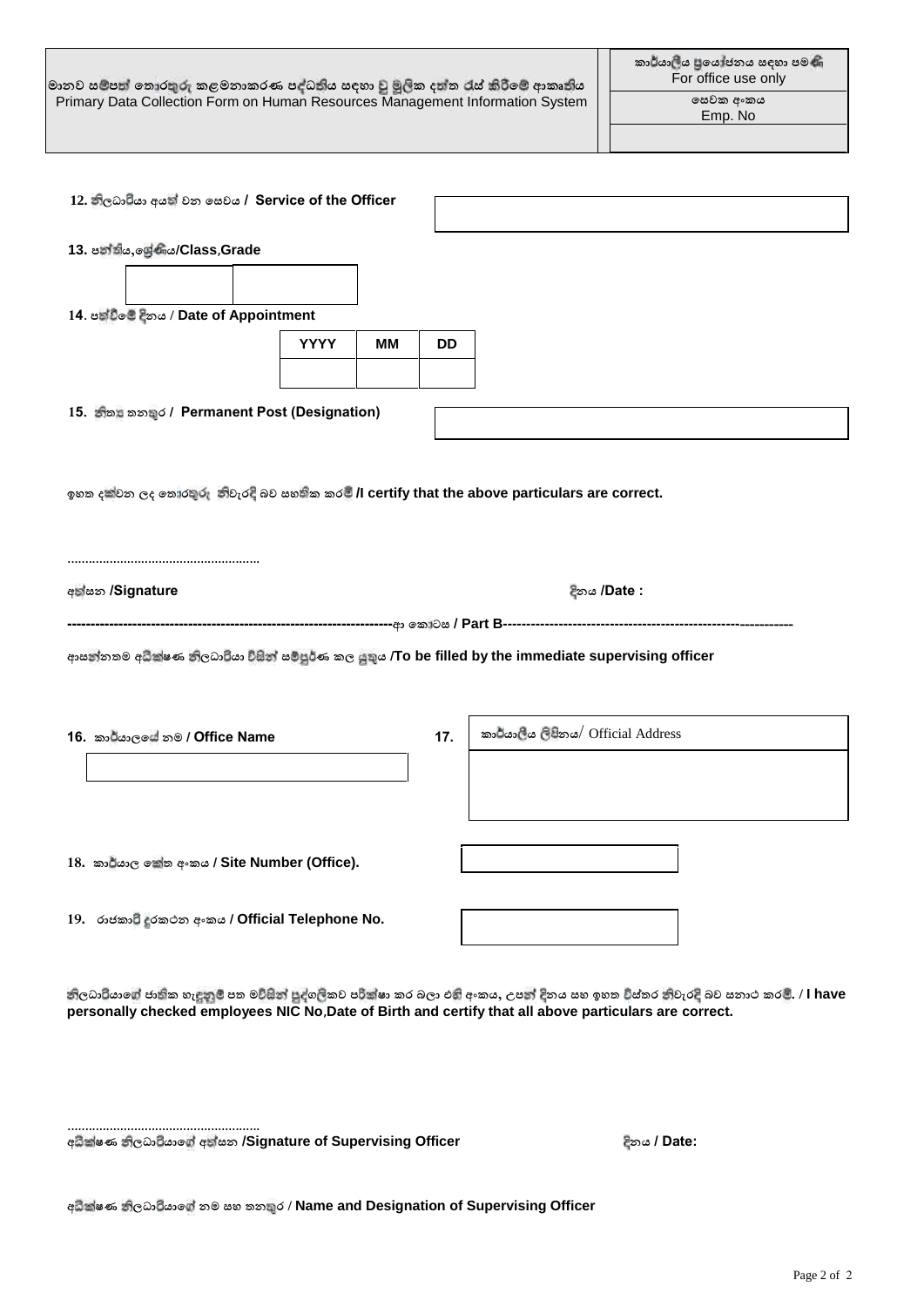| මානව සම්පත් තොරතුරු කළමනාකරණ පද්ධතිය සඳහා වූ මූලික දත්ත රැස් කිරීමේ ආකෘතිය<br>Primary Data Collection Form on Human Resources Management Information System | කාර්යාලීය ප්‍රයෝජනය සඳහා පමණි<br>For office use only |
|---|---|
| | සේවක අංකය<br>Emp. No |
| | |

**12.** නිලධාරියා අයත් වන සේවය / **Service of the Officer**

**13.** පන්තිය,ශ්‍රේණිය/**Class,Grade**

| | |
|---|---|
| | |

**14.** පත්වීමේ දිනය / **Date of Appointment**

| YYYY | MM | DD |
|---|---|---|
| | | |

**15.** නිත්‍ය තනතුර / **Permanent Post (Designation)**

ඉහත දක්වන ලද තොරතුරු නිවැරදි බව සහතික කරමි /**I certify that the above particulars are correct.**

.......................................................

අත්සන /**Signature**

දිනය /**Date :**

------------------------------------------------------------------------ආ කොටස / **Part B**------------------------------------------------------------------

ආසන්නතම අධීක්ෂණ නිලධාරියා විසින් සම්පූර්ණ කල යුතුය /**To be filled by the immediate supervising officer**

**16.** කාර්යාලයේ නම / **Office Name**

**17.** කාර්යාලීය ලිපිනය/ Official Address

**18.** කාර්යාල ක්ෂේත්‍ර අංකය / **Site Number (Office).**

**19.** රාජකාරි දුරකථන අංකය / **Official Telephone No.**

නිලධාරියාගේ ජාතික හැඳුනුම් පත මවිසින් පුද්ගලිකව පරීක්ෂා කර බලා එහි අංකය, උපන් දිනය සහ ඉහත විස්තර නිවැරදි බව සනාථ කරමි. / **I have personally checked employees NIC No,Date of Birth and certify that all above particulars are correct.**

.......................................................

අධීක්ෂණ නිලධාරියාගේ අත්සන /**Signature of Supervising Officer**

දිනය / **Date:**

අධීක්ෂණ නිලධාරියාගේ නම සහ තනතුර / **Name and Designation of Supervising Officer**